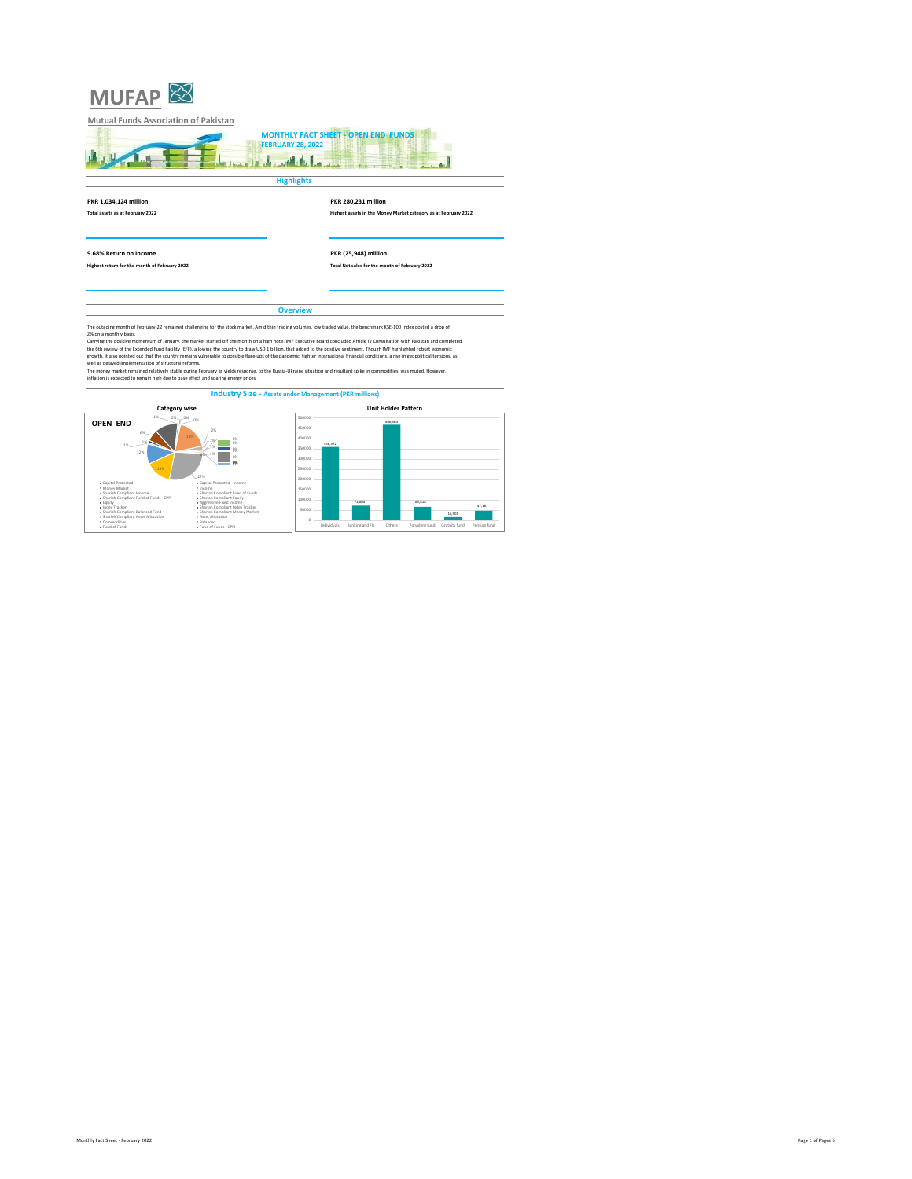# MUFAP

**Mutual Funds Association of Pakistan**

## MONTHLY FACT SHEET - OPEN END FUNDS
## FEBRUARY 28, 2022

## Highlights

**PKR 1,034,124 million**

**Total assets as at February 2022**

**PKR 280,231 million**

**Highest assets in the Money Market category as at February 2022**

**9.68% Return on Income**

**Highest return for the month of February 2022**

**PKR (25,948) million**

**Total Net sales for the month of February 2022**

## Overview

The outgoing month of February-22 remained challenging for the stock market. Amid thin trading volumes, low traded value, the benchmark KSE-100 index posted a drop of 2% on a monthly basis.

Carrying the positive momentum of January, the market started off the month on a high note. IMF Executive Board concluded Article IV Consultation with Pakistan and completed the 6th review of the Extended Fund Facility (EFF), allowing the country to draw USD 1 billion, that added to the positive sentiment. Though IMF highlighted robust economic growth, it also pointed out that the country remains vulnerable to possible flare-ups of the pandemic, tighter international financial conditions, a rise in geopolitical tensions, as well as delayed implementation of structural reforms.

The money market remained relatively stable during February as yields response, to the Russia-Ukraine situation and resultant spike in commodities, was muted. However, inflation is expected to remain high due to base effect and soaring energy prices.

## Industry Size - Assets under Management (PKR millions)

### Category wise

**OPEN END**

Legend: Capital Protected; Capital Protected - Income; Money Market; Income; Shariah Compliant Income; Shariah Compliant Fund of Funds; Shariah Compliant Fund of Funds - CPPI; Shariah Compliant Equity; Equity; Aggressive Fixed Income; Index Tracker; Shariah Compliant Index Tracker; Shariah Compliant Balanced Fund; Shariah Compliant Money Market; Shariah Compliant Asset Allocation; Asset Allocation; Commodities; Balanced; Fund of Funds; Fund of Funds - CPPI

### Unit Holder Pattern

| Individuals | Banking and FIs | Others | Provident fund | Gratuity fund | Pension fund |
|---|---|---|---|---|---|
| 358,372 | 72,806 | 466,364 | 65,918 | 16,501 | 47,187 |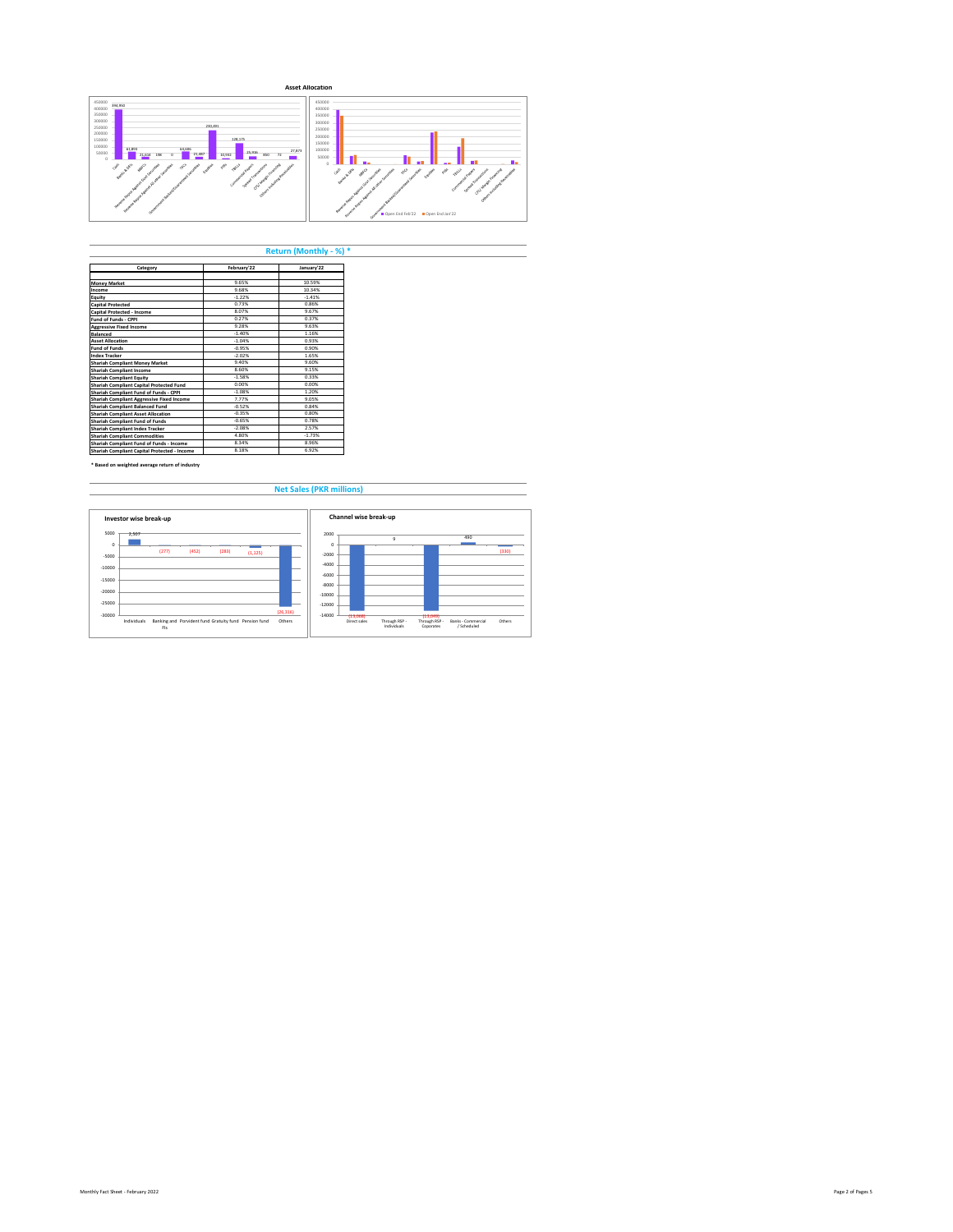## Asset Allocation

## Return (Monthly - %) *

| Category | February'22 | January'22 |
|---|---|---|
| Money Market | 9.65% | 10.59% |
| Income | 9.68% | 10.34% |
| Equity | -1.22% | -1.41% |
| Capital Protected | 0.73% | 0.86% |
| Capital Protected - Income | 8.07% | 9.67% |
| Fund of Funds - CPPI | 0.27% | 0.37% |
| Aggressive Fixed Income | 9.28% | 9.63% |
| Balanced | -1.40% | 1.16% |
| Asset Allocation | -1.04% | 0.93% |
| Fund of Funds | -0.95% | 0.90% |
| Index Tracker | -2.02% | 1.65% |
| Shariah Compliant Money Market | 9.40% | 9.60% |
| Shariah Compliant Income | 8.60% | 9.15% |
| Shariah Compliant Equity | -1.58% | 0.33% |
| Shariah Compliant Capital Protected Fund | 0.00% | 0.00% |
| Shariah Compliant Fund of Funds - CPPI | -1.08% | 1.20% |
| Shariah Compliant Aggressive Fixed Income | 7.77% | 9.05% |
| Shariah Compliant Balanced Fund | -0.52% | 0.84% |
| Shariah Compliant Asset Allocation | -0.35% | 0.80% |
| Shariah Compliant Fund of Funds | -0.65% | 0.78% |
| Shariah Compliant Index Tracker | -2.08% | 2.57% |
| Shariah Compliant Commodities | 4.80% | -1.73% |
| Shariah Compliant Fund of Funds - Income | 8.34% | 8.96% |
| Shariah Compliant Capital Protected - Income | 8.18% | 6.92% |

**\* Based on weighted average return of industry**

## Net Sales (PKR millions)

**Investor wise break-up**

**Channel wise break-up**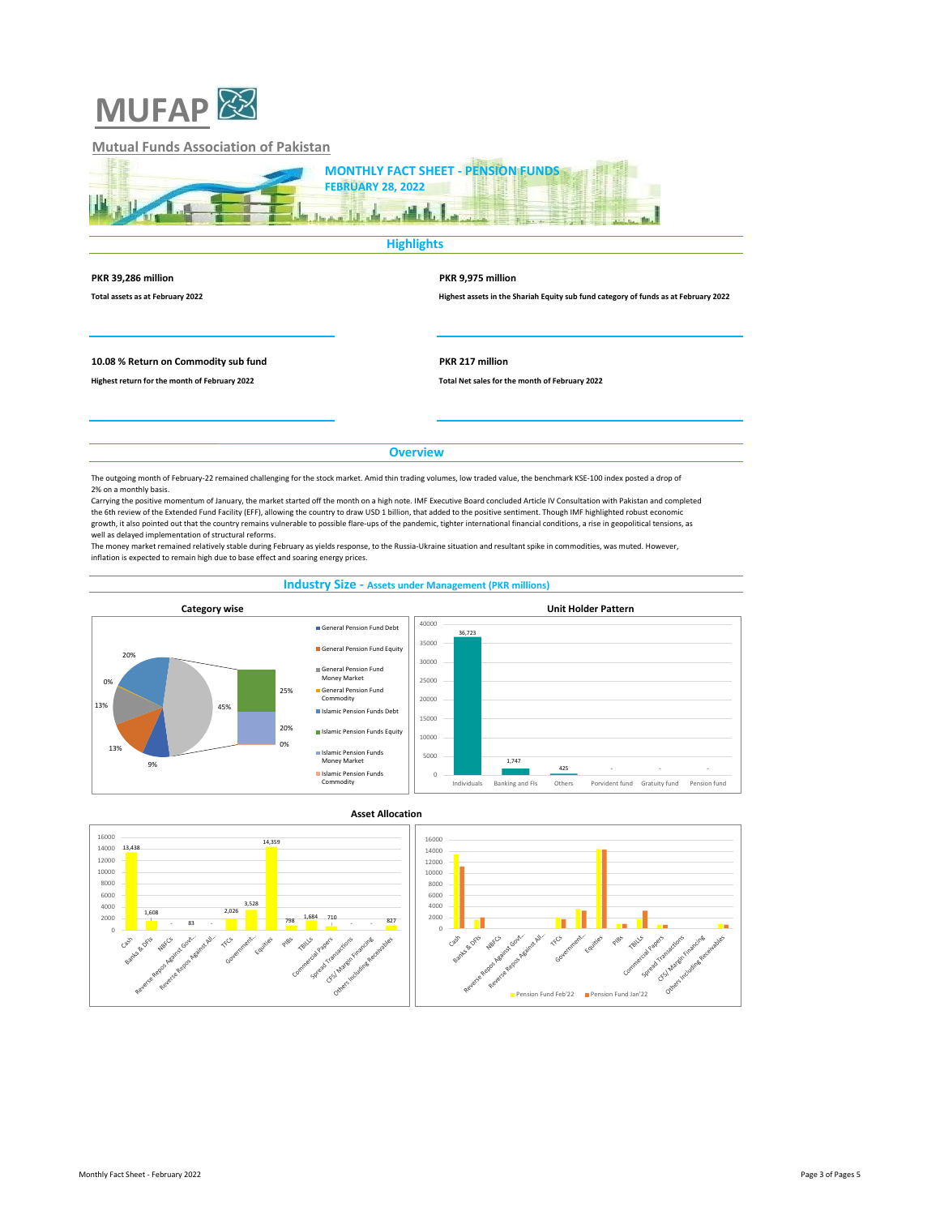# MUFAP

Mutual Funds Association of Pakistan

## MONTHLY FACT SHEET - PENSION FUNDS
**FEBRUARY 28, 2022**

## Highlights

**PKR 39,286 million**

Total assets as at February 2022

**PKR 9,975 million**

Highest assets in the Shariah Equity sub fund category of funds as at February 2022

**10.08 % Return on Commodity sub fund**

Highest return for the month of February 2022

**PKR 217 million**

Total Net sales for the month of February 2022

## Overview

The outgoing month of February-22 remained challenging for the stock market. Amid thin trading volumes, low traded value, the benchmark KSE-100 index posted a drop of 2% on a monthly basis.

Carrying the positive momentum of January, the market started off the month on a high note. IMF Executive Board concluded Article IV Consultation with Pakistan and completed the 6th review of the Extended Fund Facility (EFF), allowing the country to draw USD 1 billion, that added to the positive sentiment. Though IMF highlighted robust economic growth, it also pointed out that the country remains vulnerable to possible flare-ups of the pandemic, tighter international financial conditions, a rise in geopolitical tensions, as well as delayed implementation of structural reforms.

The money market remained relatively stable during February as yields response, to the Russia-Ukraine situation and resultant spike in commodities, was muted. However, inflation is expected to remain high due to base effect and soaring energy prices.

## Industry Size - Assets under Management (PKR millions)

### Category wise

Legend: General Pension Fund Debt; General Pension Fund Equity; General Pension Fund Money Market; General Pension Fund Commodity; Islamic Pension Funds Debt; Islamic Pension Funds Equity; Islamic Pension Funds Money Market; Islamic Pension Funds Commodity

Pie segments: 20%, 0%, 13%, 13%, 9%, 45%; breakout: 25%, 20%, 0%

### Unit Holder Pattern

| Individuals | Banking and FIs | Others | Porvident fund | Gratuity fund | Pension fund |
|---|---|---|---|---|---|
| 36,723 | 1,747 | 425 | - | - | - |

### Asset Allocation

| Cash | Banks & DFIs | NBFCs | Reverse Repos Against Govt... | Reverse Repos Against All... | TFCs | Government... | Equities | PIBs | TBILLs | Commercial Papers | Spread Transactions | CFS/ Margin Financing | Others Including Receivables |
|---|---|---|---|---|---|---|---|---|---|---|---|---|---|
| 13,438 | 1,608 | - | 83 | - | 2,026 | 3,528 | 14,359 | 798 | 1,684 | 710 | - | - | 827 |

Legend: Pension Fund Feb'22; Pension Fund Jan'22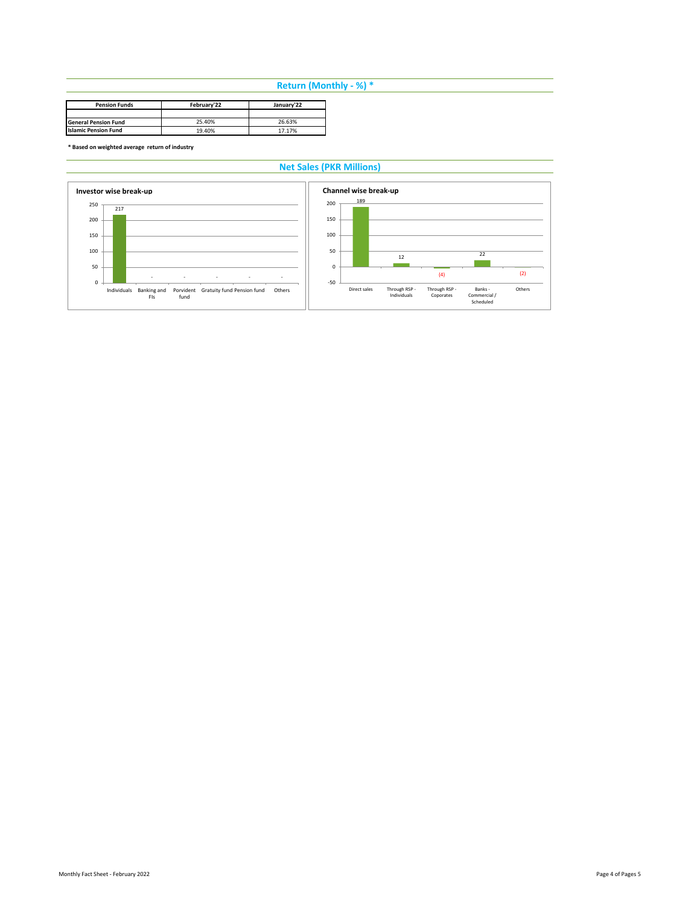## Return (Monthly - %) *

| Pension Funds | February'22 | January'22 |
|---|---|---|
| | | |
| **General Pension Fund** | 25.40% | 26.63% |
| **Islamic Pension Fund** | 19.40% | 17.17% |

**\* Based on weighted average return of industry**

## Net Sales (PKR Millions)

**Investor wise break-up**

| Individuals | Banking and FIs | Porvident fund | Gratuity fund | Pension fund | Others |
|---|---|---|---|---|---|
| 217 | - | - | - | - | - |

**Channel wise break-up**

| Direct sales | Through RSP - Individuals | Through RSP - Coporates | Banks - Commercial / Scheduled | Others |
|---|---|---|---|---|
| 189 | 12 | (4) | 22 | (2) |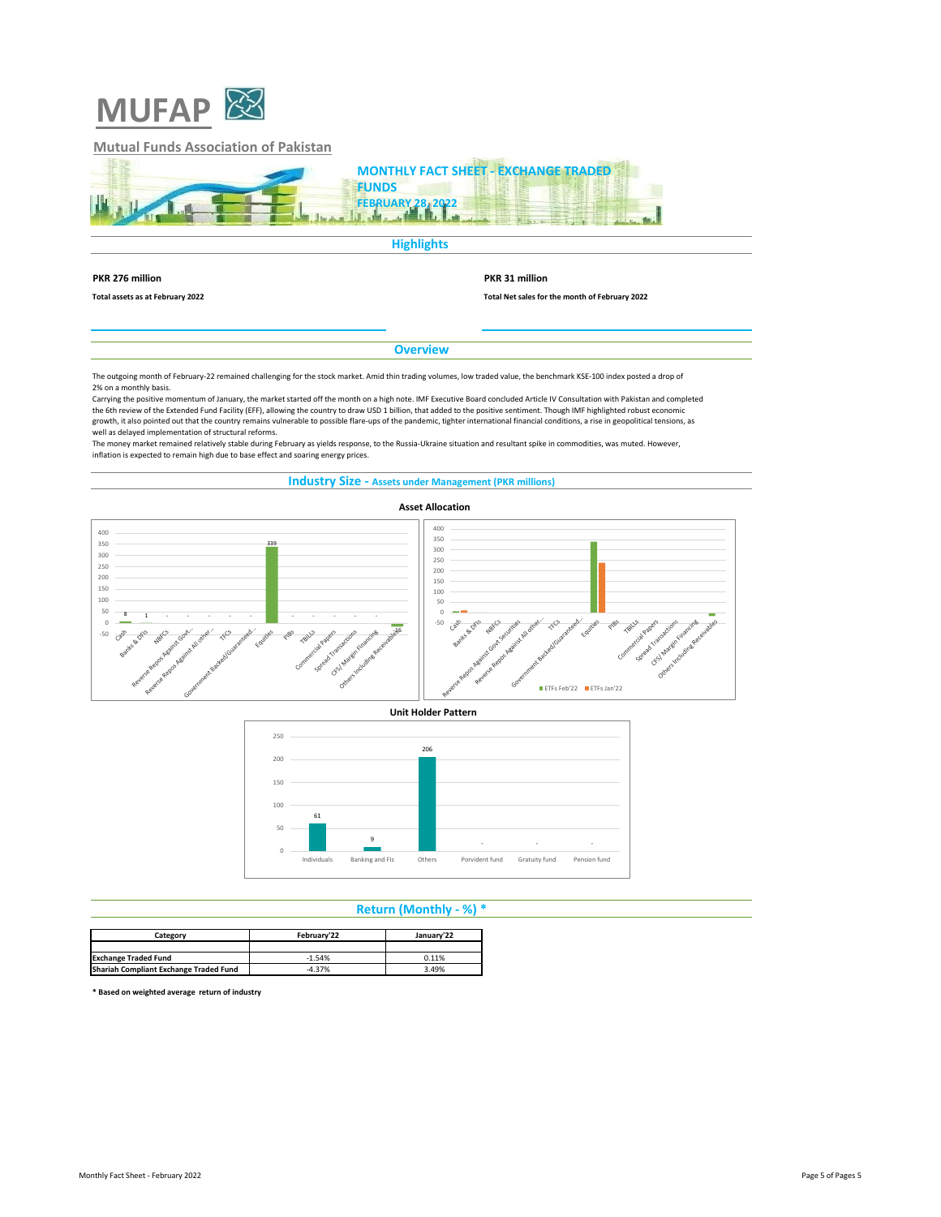# MUFAP

Mutual Funds Association of Pakistan

## MONTHLY FACT SHEET - EXCHANGE TRADED FUNDS

**FEBRUARY 28, 2022**

## Highlights

**PKR 276 million**

**Total assets as at February 2022**

**PKR 31 million**

**Total Net sales for the month of February 2022**

## Overview

The outgoing month of February-22 remained challenging for the stock market. Amid thin trading volumes, low traded value, the benchmark KSE-100 index posted a drop of 2% on a monthly basis.

Carrying the positive momentum of January, the market started off the month on a high note. IMF Executive Board concluded Article IV Consultation with Pakistan and completed the 6th review of the Extended Fund Facility (EFF), allowing the country to draw USD 1 billion, that added to the positive sentiment. Though IMF highlighted robust economic growth, it also pointed out that the country remains vulnerable to possible flare-ups of the pandemic, tighter international financial conditions, a rise in geopolitical tensions, as well as delayed implementation of structural reforms.

The money market remained relatively stable during February as yields response, to the Russia-Ukraine situation and resultant spike in commodities, was muted. However, inflation is expected to remain high due to base effect and soaring energy prices.

## Industry Size - Assets under Management (PKR millions)

**Asset Allocation**

400
350
300
250
200
150
100
50
0
-50

8
1
-
339
-16

Cash, Banks & DFIs, NBFCs, Reverse Repos Against Govt..., Reverse Repos Against All other..., TFCs, Government Backed/Guaranteed..., Equities, PIBs, TBILLs, Commercial Papers, Spread Transactions, CFS/ Margin Financing, Others Including Receivables

400
350
300
250
200
150
100
50
0
-50

Cash, Banks & DFIs, NBFCs, Reverse Repos Against Govt Securities, Reverse Repos Against All other..., TFCs, Government Backed/Guaranteed..., Equities, PIBs, TBILLs, Commercial Papers, Spread Transactions, CFS/ Margin Financing, Others Including Receivables

ETFs Feb'22
ETFs Jan'22

**Unit Holder Pattern**

250
200
150
100
50
0

61
9
206
-
-
-

Individuals, Banking and FIs, Others, Porvident fund, Gratuity fund, Pension fund

## Return (Monthly - %) *

| Category | February'22 | January'22 |
|---|---|---|
| | | |
| **Exchange Traded Fund** | -1.54% | 0.11% |
| **Shariah Compliant Exchange Traded Fund** | -4.37% | 3.49% |

**\* Based on weighted average return of industry**